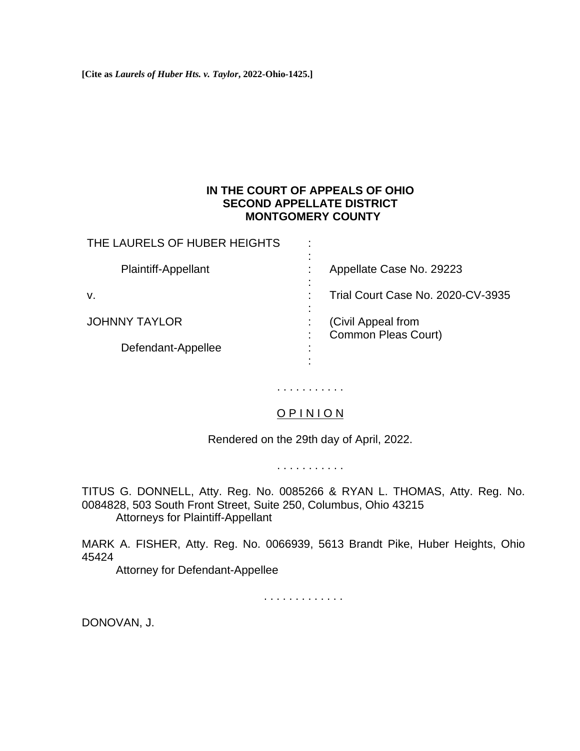**[Cite as *Laurels of Huber Hts. v. Taylor*, 2022-Ohio-1425.]**

**IN THE COURT OF APPEALS OF OHIO**
**SECOND APPELLATE DISTRICT**
**MONTGOMERY COUNTY**

| | | |
|---|---|---|
| THE LAURELS OF HUBER HEIGHTS | : | |
| | : | |
| Plaintiff-Appellant | : | Appellate Case No. 29223 |
| | : | |
| v. | : | Trial Court Case No. 2020-CV-3935 |
| | : | |
| JOHNNY TAYLOR | : | (Civil Appeal from |
| | : | Common Pleas Court) |
| Defendant-Appellee | : | |
| | : | |

. . . . . . . . . . .

O P I N I O N

Rendered on the 29th day of April, 2022.

. . . . . . . . . . .

TITUS G. DONNELL, Atty. Reg. No. 0085266 & RYAN L. THOMAS, Atty. Reg. No. 0084828, 503 South Front Street, Suite 250, Columbus, Ohio 43215
Attorneys for Plaintiff-Appellant

MARK A. FISHER, Atty. Reg. No. 0066939, 5613 Brandt Pike, Huber Heights, Ohio 45424
Attorney for Defendant-Appellee

. . . . . . . . . . . . .

DONOVAN, J.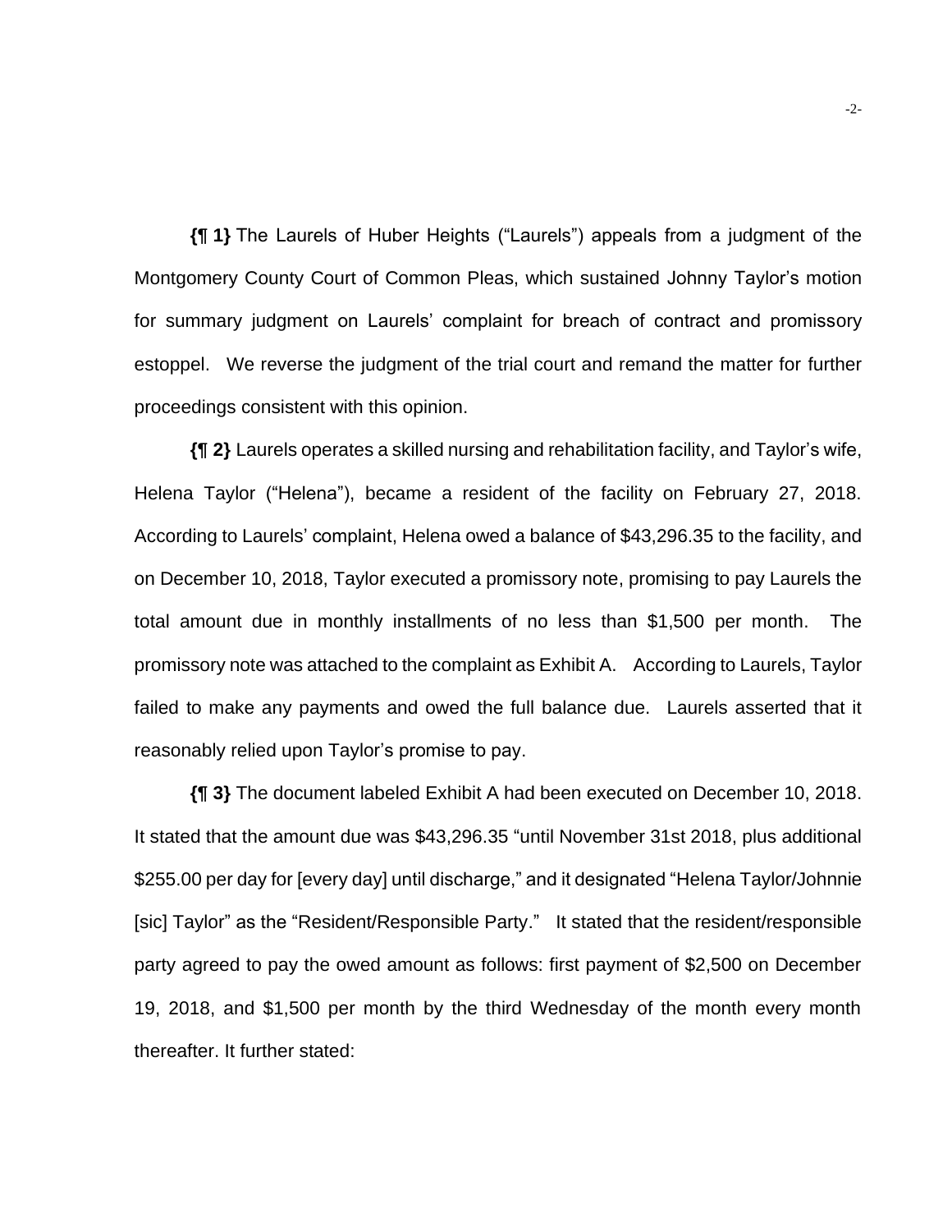**{¶ 1}** The Laurels of Huber Heights ("Laurels") appeals from a judgment of the Montgomery County Court of Common Pleas, which sustained Johnny Taylor's motion for summary judgment on Laurels' complaint for breach of contract and promissory estoppel. We reverse the judgment of the trial court and remand the matter for further proceedings consistent with this opinion.

**{¶ 2}** Laurels operates a skilled nursing and rehabilitation facility, and Taylor's wife, Helena Taylor ("Helena"), became a resident of the facility on February 27, 2018. According to Laurels' complaint, Helena owed a balance of $43,296.35 to the facility, and on December 10, 2018, Taylor executed a promissory note, promising to pay Laurels the total amount due in monthly installments of no less than $1,500 per month. The promissory note was attached to the complaint as Exhibit A. According to Laurels, Taylor failed to make any payments and owed the full balance due. Laurels asserted that it reasonably relied upon Taylor's promise to pay.

**{¶ 3}** The document labeled Exhibit A had been executed on December 10, 2018. It stated that the amount due was $43,296.35 "until November 31st 2018, plus additional $255.00 per day for [every day] until discharge," and it designated "Helena Taylor/Johnnie [sic] Taylor" as the "Resident/Responsible Party." It stated that the resident/responsible party agreed to pay the owed amount as follows: first payment of $2,500 on December 19, 2018, and $1,500 per month by the third Wednesday of the month every month thereafter. It further stated: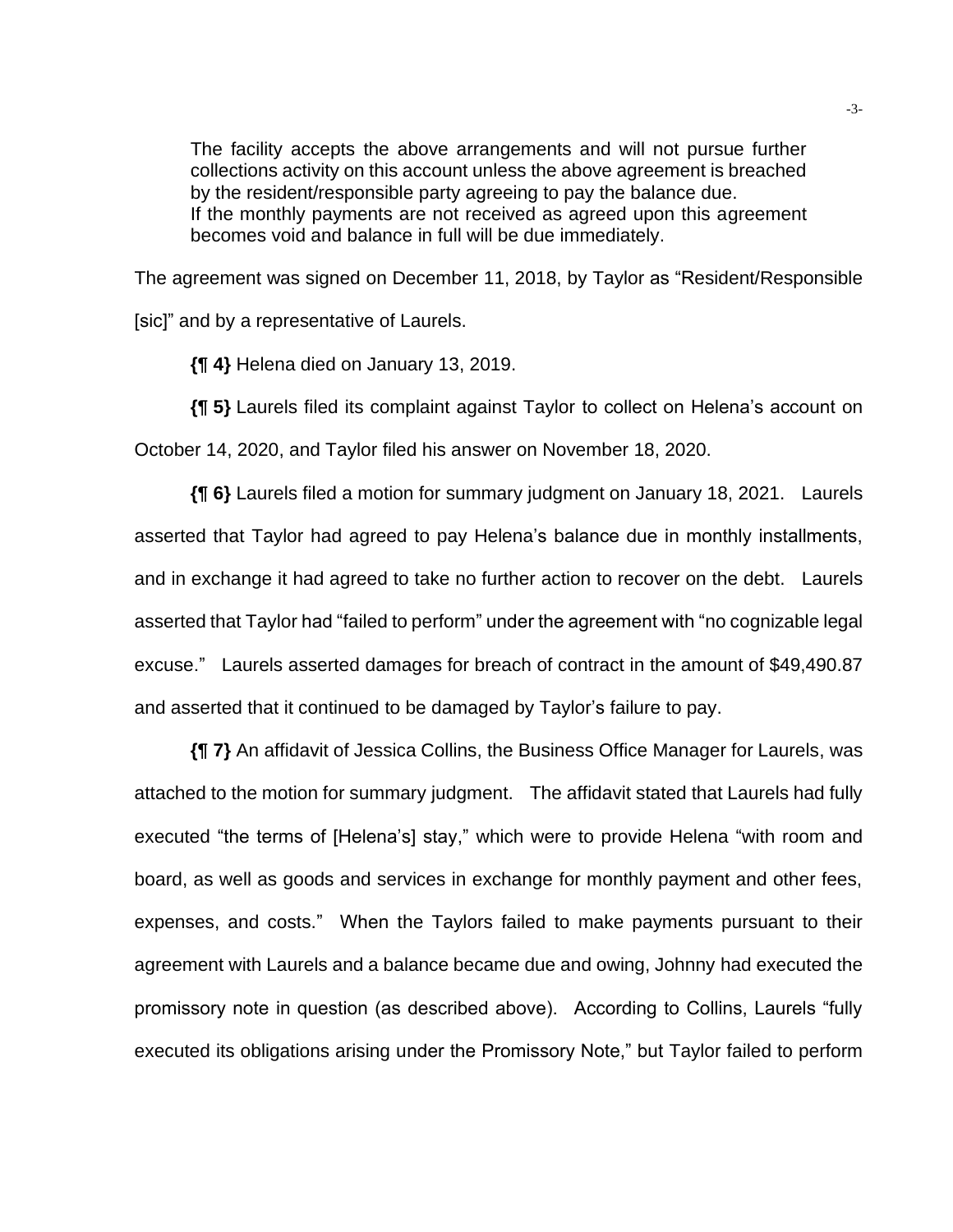> The facility accepts the above arrangements and will not pursue further collections activity on this account unless the above agreement is breached by the resident/responsible party agreeing to pay the balance due.
> If the monthly payments are not received as agreed upon this agreement becomes void and balance in full will be due immediately.

The agreement was signed on December 11, 2018, by Taylor as "Resident/Responsible [sic]" and by a representative of Laurels.

**{¶ 4}** Helena died on January 13, 2019.

**{¶ 5}** Laurels filed its complaint against Taylor to collect on Helena's account on October 14, 2020, and Taylor filed his answer on November 18, 2020.

**{¶ 6}** Laurels filed a motion for summary judgment on January 18, 2021. Laurels asserted that Taylor had agreed to pay Helena's balance due in monthly installments, and in exchange it had agreed to take no further action to recover on the debt. Laurels asserted that Taylor had "failed to perform" under the agreement with "no cognizable legal excuse." Laurels asserted damages for breach of contract in the amount of $49,490.87 and asserted that it continued to be damaged by Taylor's failure to pay.

**{¶ 7}** An affidavit of Jessica Collins, the Business Office Manager for Laurels, was attached to the motion for summary judgment. The affidavit stated that Laurels had fully executed "the terms of [Helena's] stay," which were to provide Helena "with room and board, as well as goods and services in exchange for monthly payment and other fees, expenses, and costs." When the Taylors failed to make payments pursuant to their agreement with Laurels and a balance became due and owing, Johnny had executed the promissory note in question (as described above). According to Collins, Laurels "fully executed its obligations arising under the Promissory Note," but Taylor failed to perform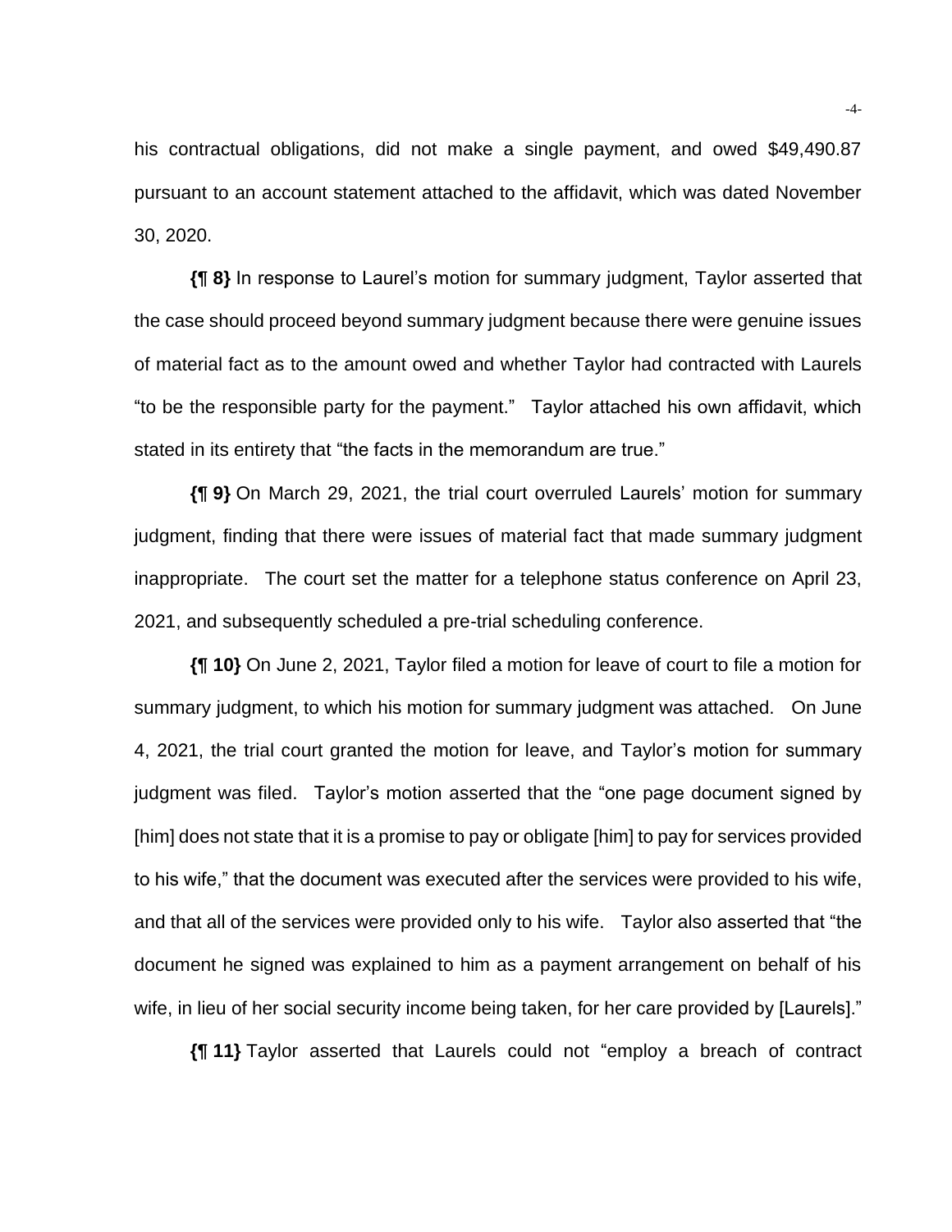his contractual obligations, did not make a single payment, and owed $49,490.87 pursuant to an account statement attached to the affidavit, which was dated November 30, 2020.

**{¶ 8}** In response to Laurel's motion for summary judgment, Taylor asserted that the case should proceed beyond summary judgment because there were genuine issues of material fact as to the amount owed and whether Taylor had contracted with Laurels "to be the responsible party for the payment." Taylor attached his own affidavit, which stated in its entirety that "the facts in the memorandum are true."

**{¶ 9}** On March 29, 2021, the trial court overruled Laurels' motion for summary judgment, finding that there were issues of material fact that made summary judgment inappropriate. The court set the matter for a telephone status conference on April 23, 2021, and subsequently scheduled a pre-trial scheduling conference.

**{¶ 10}** On June 2, 2021, Taylor filed a motion for leave of court to file a motion for summary judgment, to which his motion for summary judgment was attached. On June 4, 2021, the trial court granted the motion for leave, and Taylor's motion for summary judgment was filed. Taylor's motion asserted that the "one page document signed by [him] does not state that it is a promise to pay or obligate [him] to pay for services provided to his wife," that the document was executed after the services were provided to his wife, and that all of the services were provided only to his wife. Taylor also asserted that "the document he signed was explained to him as a payment arrangement on behalf of his wife, in lieu of her social security income being taken, for her care provided by [Laurels]."

**{¶ 11}** Taylor asserted that Laurels could not "employ a breach of contract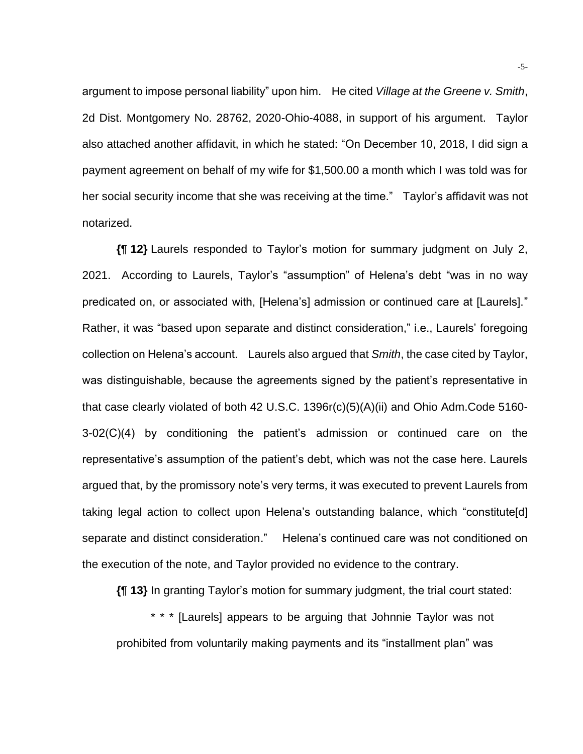argument to impose personal liability" upon him. He cited *Village at the Greene v. Smith*, 2d Dist. Montgomery No. 28762, 2020-Ohio-4088, in support of his argument. Taylor also attached another affidavit, in which he stated: "On December 10, 2018, I did sign a payment agreement on behalf of my wife for $1,500.00 a month which I was told was for her social security income that she was receiving at the time." Taylor's affidavit was not notarized.

**{¶ 12}** Laurels responded to Taylor's motion for summary judgment on July 2, 2021. According to Laurels, Taylor's "assumption" of Helena's debt "was in no way predicated on, or associated with, [Helena's] admission or continued care at [Laurels]." Rather, it was "based upon separate and distinct consideration," i.e., Laurels' foregoing collection on Helena's account. Laurels also argued that *Smith*, the case cited by Taylor, was distinguishable, because the agreements signed by the patient's representative in that case clearly violated of both 42 U.S.C. 1396r(c)(5)(A)(ii) and Ohio Adm.Code 5160-3-02(C)(4) by conditioning the patient's admission or continued care on the representative's assumption of the patient's debt, which was not the case here. Laurels argued that, by the promissory note's very terms, it was executed to prevent Laurels from taking legal action to collect upon Helena's outstanding balance, which "constitute[d] separate and distinct consideration." Helena's continued care was not conditioned on the execution of the note, and Taylor provided no evidence to the contrary.

**{¶ 13}** In granting Taylor's motion for summary judgment, the trial court stated:

> * * * [Laurels] appears to be arguing that Johnnie Taylor was not prohibited from voluntarily making payments and its "installment plan" was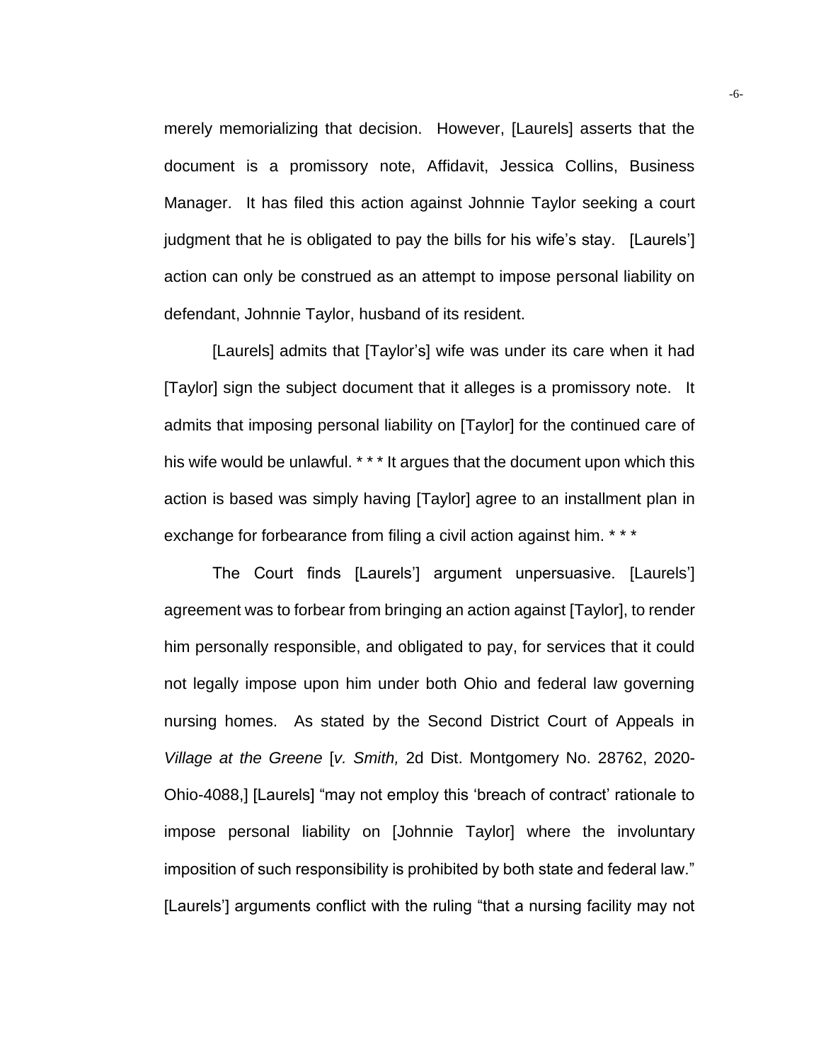merely memorializing that decision. However, [Laurels] asserts that the document is a promissory note, Affidavit, Jessica Collins, Business Manager. It has filed this action against Johnnie Taylor seeking a court judgment that he is obligated to pay the bills for his wife's stay. [Laurels'] action can only be construed as an attempt to impose personal liability on defendant, Johnnie Taylor, husband of its resident.

[Laurels] admits that [Taylor's] wife was under its care when it had [Taylor] sign the subject document that it alleges is a promissory note. It admits that imposing personal liability on [Taylor] for the continued care of his wife would be unlawful. * * * It argues that the document upon which this action is based was simply having [Taylor] agree to an installment plan in exchange for forbearance from filing a civil action against him. * * *

The Court finds [Laurels'] argument unpersuasive. [Laurels'] agreement was to forbear from bringing an action against [Taylor], to render him personally responsible, and obligated to pay, for services that it could not legally impose upon him under both Ohio and federal law governing nursing homes. As stated by the Second District Court of Appeals in *Village at the Greene* [*v. Smith,* 2d Dist. Montgomery No. 28762, 2020-Ohio-4088,] [Laurels] "may not employ this 'breach of contract' rationale to impose personal liability on [Johnnie Taylor] where the involuntary imposition of such responsibility is prohibited by both state and federal law." [Laurels'] arguments conflict with the ruling "that a nursing facility may not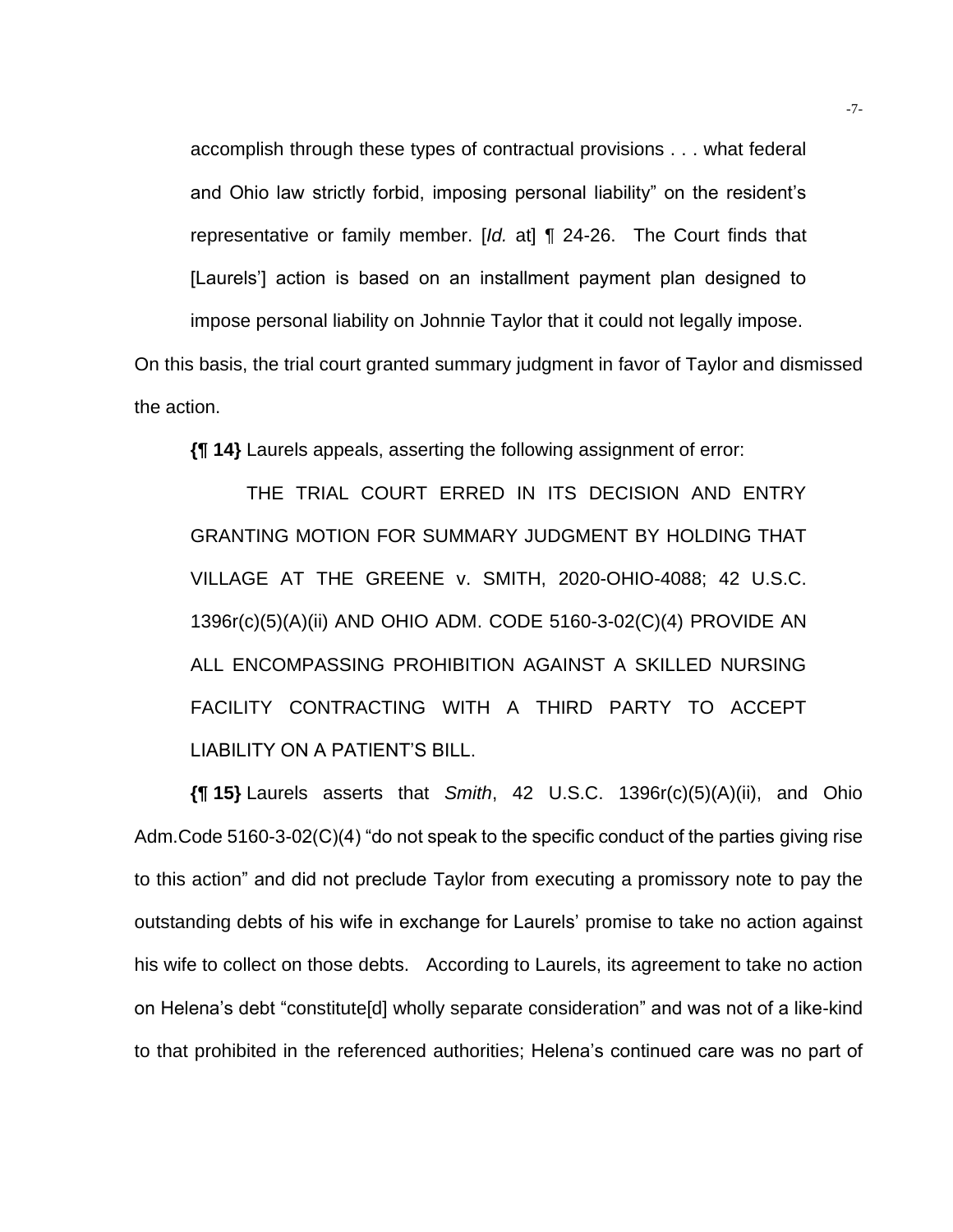> accomplish through these types of contractual provisions . . . what federal and Ohio law strictly forbid, imposing personal liability" on the resident's representative or family member. [*Id.* at] ¶ 24-26. The Court finds that [Laurels'] action is based on an installment payment plan designed to impose personal liability on Johnnie Taylor that it could not legally impose.

On this basis, the trial court granted summary judgment in favor of Taylor and dismissed the action.

**{¶ 14}** Laurels appeals, asserting the following assignment of error:

> THE TRIAL COURT ERRED IN ITS DECISION AND ENTRY GRANTING MOTION FOR SUMMARY JUDGMENT BY HOLDING THAT VILLAGE AT THE GREENE v. SMITH, 2020-OHIO-4088; 42 U.S.C. 1396r(c)(5)(A)(ii) AND OHIO ADM. CODE 5160-3-02(C)(4) PROVIDE AN ALL ENCOMPASSING PROHIBITION AGAINST A SKILLED NURSING FACILITY CONTRACTING WITH A THIRD PARTY TO ACCEPT LIABILITY ON A PATIENT'S BILL.

**{¶ 15}** Laurels asserts that *Smith*, 42 U.S.C. 1396r(c)(5)(A)(ii), and Ohio Adm.Code 5160-3-02(C)(4) "do not speak to the specific conduct of the parties giving rise to this action" and did not preclude Taylor from executing a promissory note to pay the outstanding debts of his wife in exchange for Laurels' promise to take no action against his wife to collect on those debts. According to Laurels, its agreement to take no action on Helena's debt "constitute[d] wholly separate consideration" and was not of a like-kind to that prohibited in the referenced authorities; Helena's continued care was no part of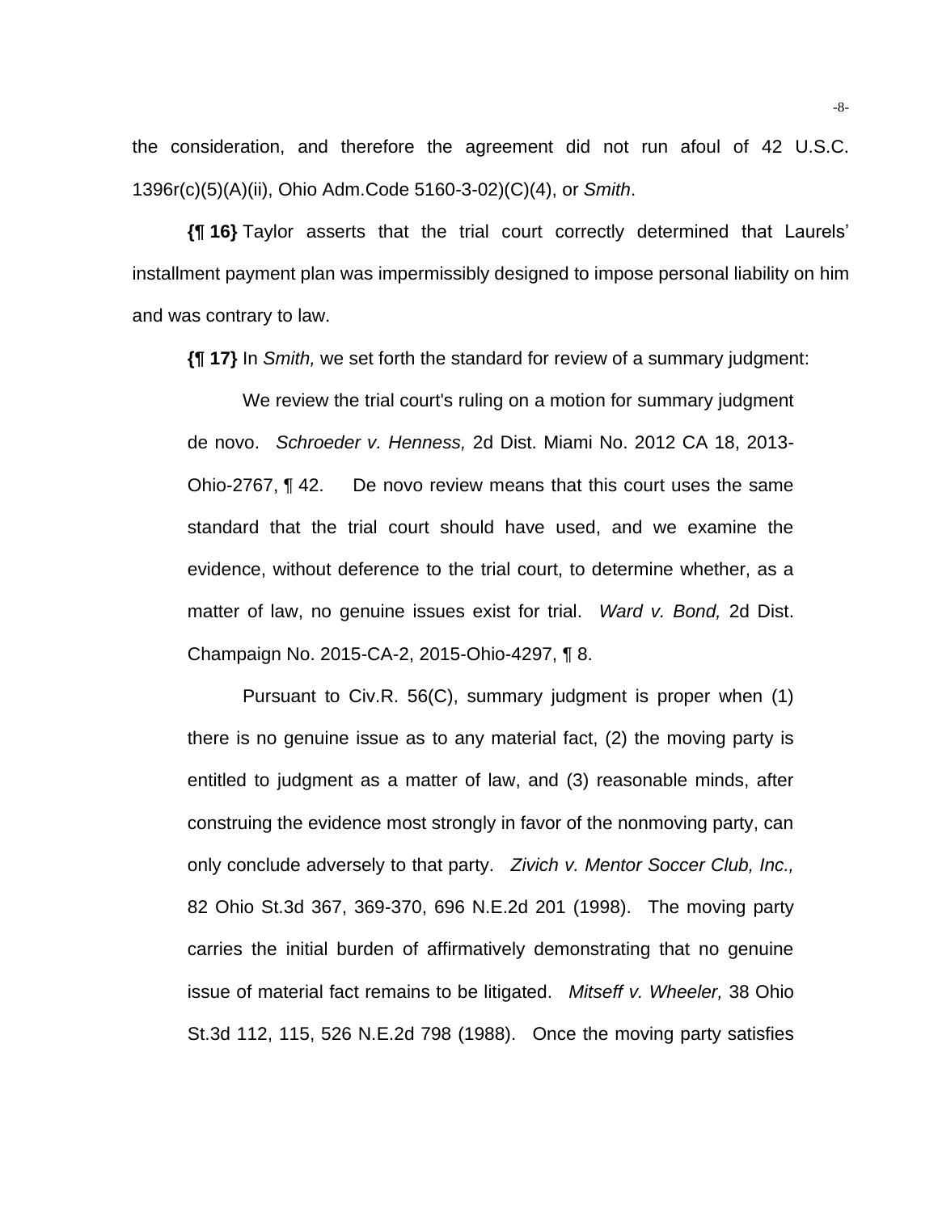the consideration, and therefore the agreement did not run afoul of 42 U.S.C. 1396r(c)(5)(A)(ii), Ohio Adm.Code 5160-3-02)(C)(4), or *Smith*.

**{¶ 16}** Taylor asserts that the trial court correctly determined that Laurels' installment payment plan was impermissibly designed to impose personal liability on him and was contrary to law.

**{¶ 17}** In *Smith,* we set forth the standard for review of a summary judgment:

> We review the trial court's ruling on a motion for summary judgment de novo. *Schroeder v. Henness,* 2d Dist. Miami No. 2012 CA 18, 2013-Ohio-2767, ¶ 42. De novo review means that this court uses the same standard that the trial court should have used, and we examine the evidence, without deference to the trial court, to determine whether, as a matter of law, no genuine issues exist for trial. *Ward v. Bond,* 2d Dist. Champaign No. 2015-CA-2, 2015-Ohio-4297, ¶ 8.
>
> Pursuant to Civ.R. 56(C), summary judgment is proper when (1) there is no genuine issue as to any material fact, (2) the moving party is entitled to judgment as a matter of law, and (3) reasonable minds, after construing the evidence most strongly in favor of the nonmoving party, can only conclude adversely to that party. *Zivich v. Mentor Soccer Club, Inc.,* 82 Ohio St.3d 367, 369-370, 696 N.E.2d 201 (1998). The moving party carries the initial burden of affirmatively demonstrating that no genuine issue of material fact remains to be litigated. *Mitseff v. Wheeler,* 38 Ohio St.3d 112, 115, 526 N.E.2d 798 (1988). Once the moving party satisfies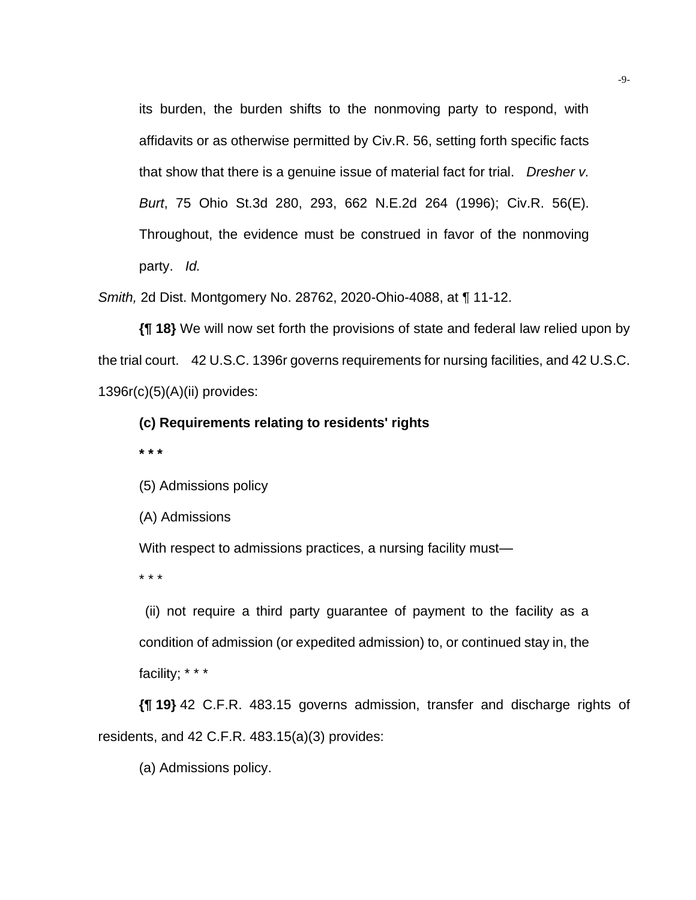its burden, the burden shifts to the nonmoving party to respond, with affidavits or as otherwise permitted by Civ.R. 56, setting forth specific facts that show that there is a genuine issue of material fact for trial. *Dresher v. Burt*, 75 Ohio St.3d 280, 293, 662 N.E.2d 264 (1996); Civ.R. 56(E). Throughout, the evidence must be construed in favor of the nonmoving party. *Id.*

*Smith,* 2d Dist. Montgomery No. 28762, 2020-Ohio-4088, at ¶ 11-12.

**{¶ 18}** We will now set forth the provisions of state and federal law relied upon by the trial court. 42 U.S.C. 1396r governs requirements for nursing facilities, and 42 U.S.C. 1396r(c)(5)(A)(ii) provides:

> **(c) Requirements relating to residents' rights**
>
> **\* \* \***
>
> (5) Admissions policy
>
> (A) Admissions
>
> With respect to admissions practices, a nursing facility must—
>
> \* \* \*
>
> (ii) not require a third party guarantee of payment to the facility as a condition of admission (or expedited admission) to, or continued stay in, the facility; \* \* \*

**{¶ 19}** 42 C.F.R. 483.15 governs admission, transfer and discharge rights of residents, and 42 C.F.R. 483.15(a)(3) provides:

> (a) Admissions policy.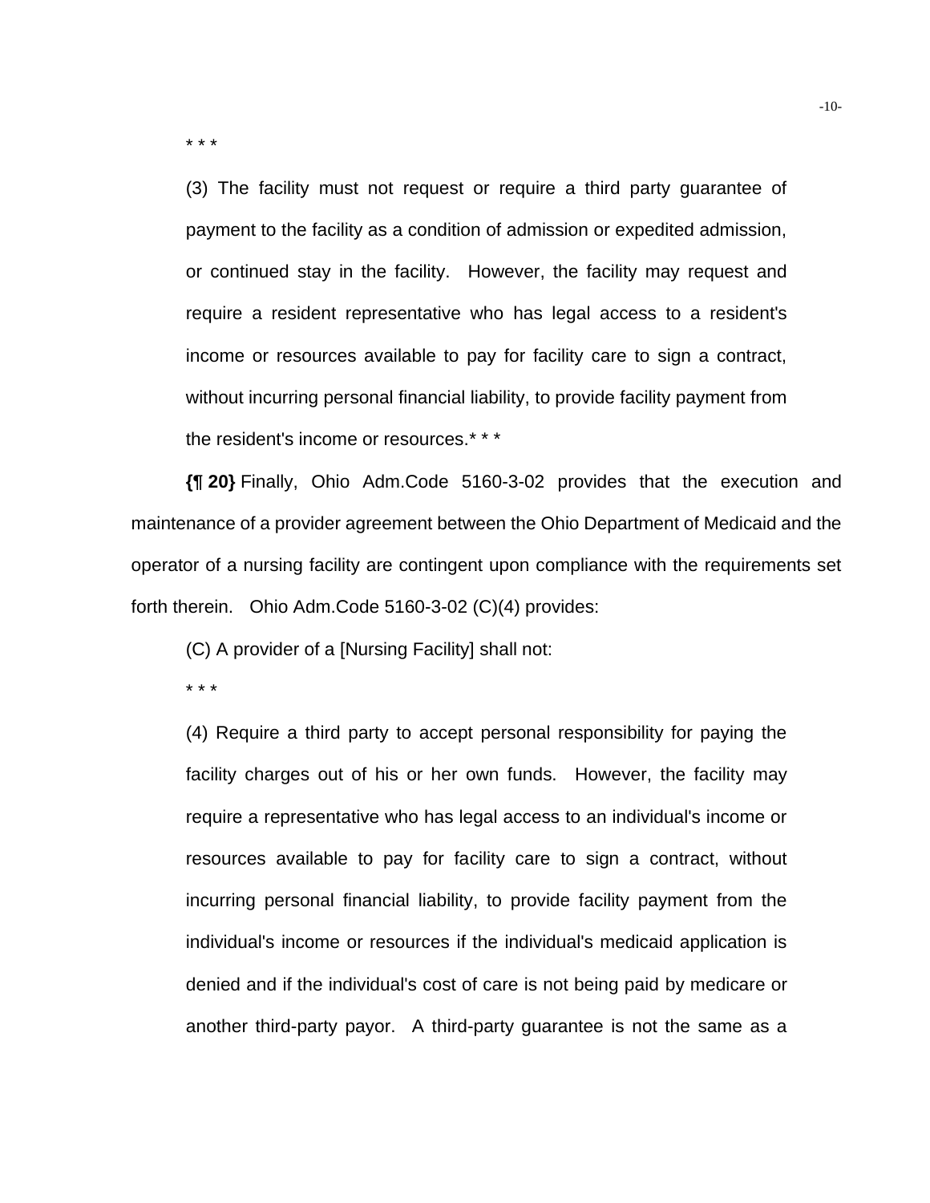* * *

> (3) The facility must not request or require a third party guarantee of payment to the facility as a condition of admission or expedited admission, or continued stay in the facility. However, the facility may request and require a resident representative who has legal access to a resident's income or resources available to pay for facility care to sign a contract, without incurring personal financial liability, to provide facility payment from the resident's income or resources.* * *

**{¶ 20}** Finally, Ohio Adm.Code 5160-3-02 provides that the execution and maintenance of a provider agreement between the Ohio Department of Medicaid and the operator of a nursing facility are contingent upon compliance with the requirements set forth therein. Ohio Adm.Code 5160-3-02 (C)(4) provides:

> (C) A provider of a [Nursing Facility] shall not:
>
> * * *
>
> (4) Require a third party to accept personal responsibility for paying the facility charges out of his or her own funds. However, the facility may require a representative who has legal access to an individual's income or resources available to pay for facility care to sign a contract, without incurring personal financial liability, to provide facility payment from the individual's income or resources if the individual's medicaid application is denied and if the individual's cost of care is not being paid by medicare or another third-party payor. A third-party guarantee is not the same as a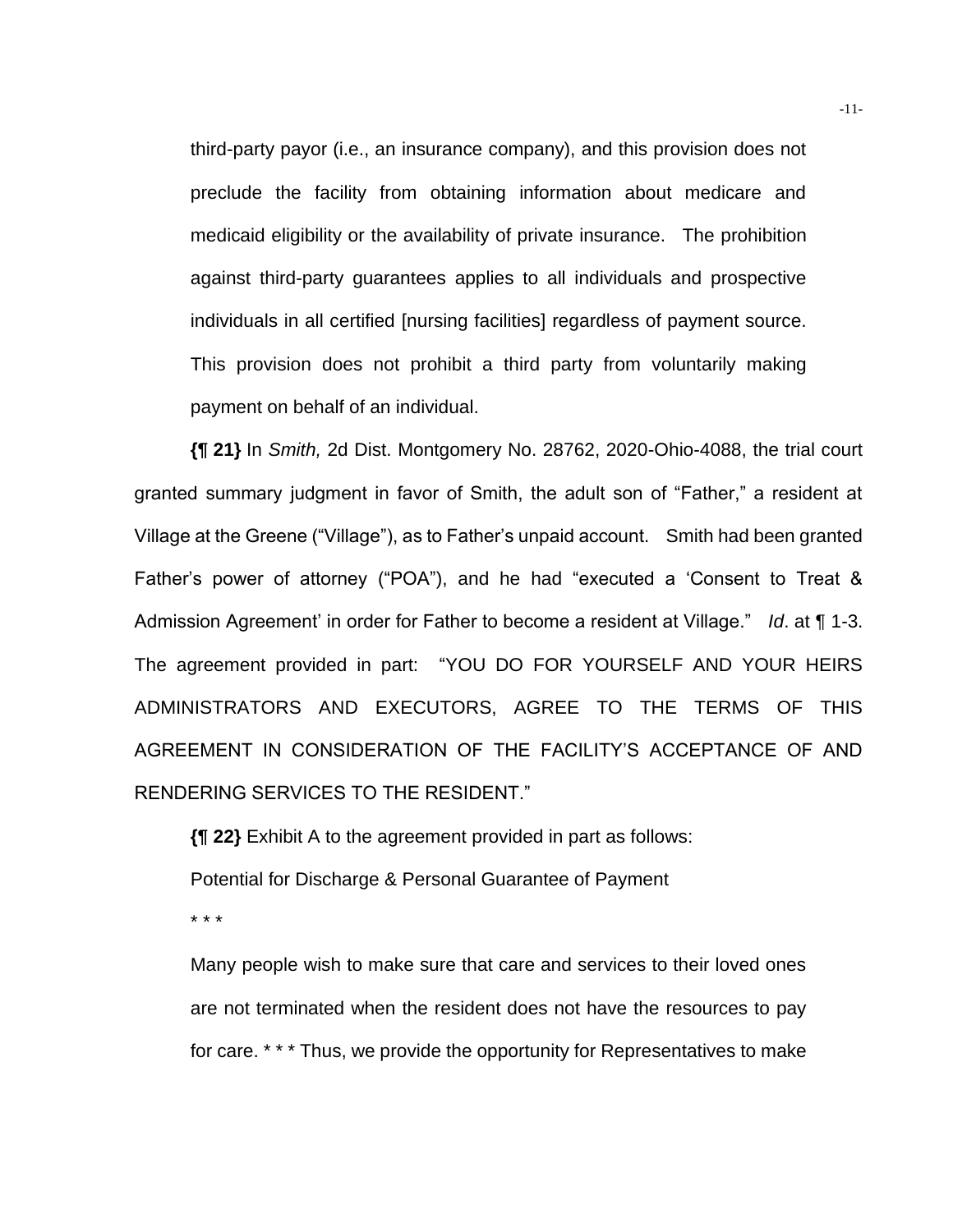third-party payor (i.e., an insurance company), and this provision does not preclude the facility from obtaining information about medicare and medicaid eligibility or the availability of private insurance. The prohibition against third-party guarantees applies to all individuals and prospective individuals in all certified [nursing facilities] regardless of payment source. This provision does not prohibit a third party from voluntarily making payment on behalf of an individual.

**{¶ 21}** In *Smith,* 2d Dist. Montgomery No. 28762, 2020-Ohio-4088, the trial court granted summary judgment in favor of Smith, the adult son of "Father," a resident at Village at the Greene ("Village"), as to Father's unpaid account. Smith had been granted Father's power of attorney ("POA"), and he had "executed a 'Consent to Treat & Admission Agreement' in order for Father to become a resident at Village." *Id*. at ¶ 1-3. The agreement provided in part: "YOU DO FOR YOURSELF AND YOUR HEIRS ADMINISTRATORS AND EXECUTORS, AGREE TO THE TERMS OF THIS AGREEMENT IN CONSIDERATION OF THE FACILITY'S ACCEPTANCE OF AND RENDERING SERVICES TO THE RESIDENT."

**{¶ 22}** Exhibit A to the agreement provided in part as follows:

> Potential for Discharge & Personal Guarantee of Payment
>
> * * *
>
> Many people wish to make sure that care and services to their loved ones are not terminated when the resident does not have the resources to pay for care. * * * Thus, we provide the opportunity for Representatives to make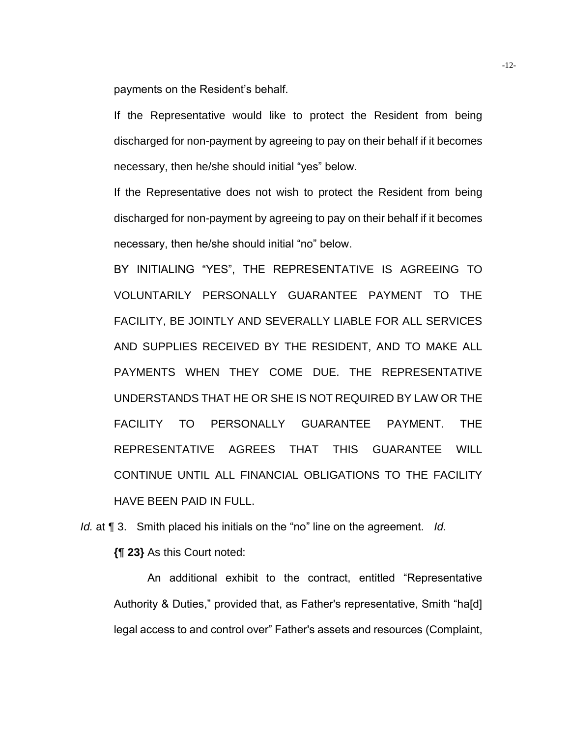payments on the Resident's behalf.

> If the Representative would like to protect the Resident from being discharged for non-payment by agreeing to pay on their behalf if it becomes necessary, then he/she should initial "yes" below.
>
> If the Representative does not wish to protect the Resident from being discharged for non-payment by agreeing to pay on their behalf if it becomes necessary, then he/she should initial "no" below.
>
> BY INITIALING "YES", THE REPRESENTATIVE IS AGREEING TO VOLUNTARILY PERSONALLY GUARANTEE PAYMENT TO THE FACILITY, BE JOINTLY AND SEVERALLY LIABLE FOR ALL SERVICES AND SUPPLIES RECEIVED BY THE RESIDENT, AND TO MAKE ALL PAYMENTS WHEN THEY COME DUE. THE REPRESENTATIVE UNDERSTANDS THAT HE OR SHE IS NOT REQUIRED BY LAW OR THE FACILITY TO PERSONALLY GUARANTEE PAYMENT. THE REPRESENTATIVE AGREES THAT THIS GUARANTEE WILL CONTINUE UNTIL ALL FINANCIAL OBLIGATIONS TO THE FACILITY HAVE BEEN PAID IN FULL.

*Id.* at ¶ 3. Smith placed his initials on the "no" line on the agreement. *Id.*

**{¶ 23}** As this Court noted:

> An additional exhibit to the contract, entitled "Representative Authority & Duties," provided that, as Father's representative, Smith "ha[d] legal access to and control over" Father's assets and resources (Complaint,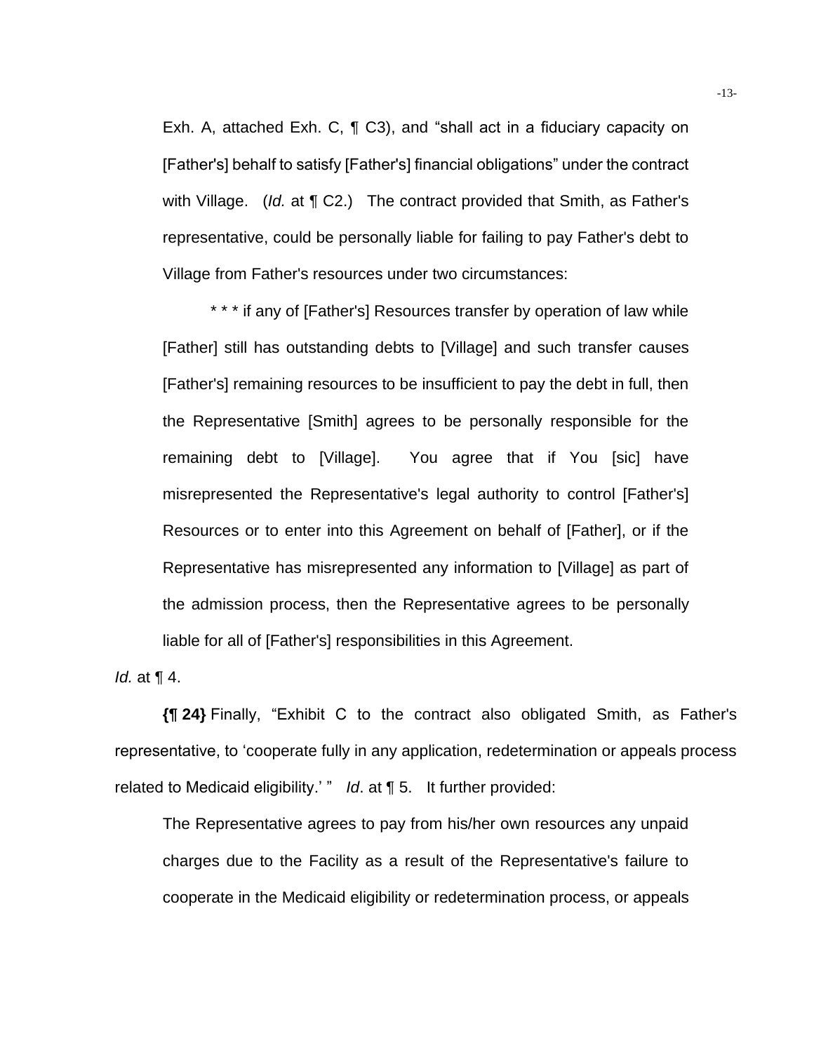Exh. A, attached Exh. C, ¶ C3), and "shall act in a fiduciary capacity on [Father's] behalf to satisfy [Father's] financial obligations" under the contract with Village. (*Id.* at ¶ C2.) The contract provided that Smith, as Father's representative, could be personally liable for failing to pay Father's debt to Village from Father's resources under two circumstances:

> * * * if any of [Father's] Resources transfer by operation of law while [Father] still has outstanding debts to [Village] and such transfer causes [Father's] remaining resources to be insufficient to pay the debt in full, then the Representative [Smith] agrees to be personally responsible for the remaining debt to [Village]. You agree that if You [sic] have misrepresented the Representative's legal authority to control [Father's] Resources or to enter into this Agreement on behalf of [Father], or if the Representative has misrepresented any information to [Village] as part of the admission process, then the Representative agrees to be personally liable for all of [Father's] responsibilities in this Agreement.

*Id.* at ¶ 4.

**{¶ 24}** Finally, "Exhibit C to the contract also obligated Smith, as Father's representative, to 'cooperate fully in any application, redetermination or appeals process related to Medicaid eligibility.' " *Id*. at ¶ 5. It further provided:

> The Representative agrees to pay from his/her own resources any unpaid charges due to the Facility as a result of the Representative's failure to cooperate in the Medicaid eligibility or redetermination process, or appeals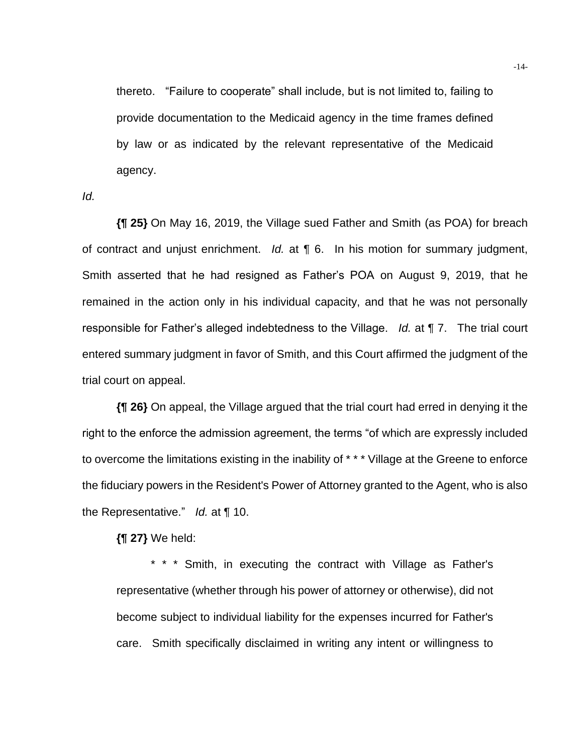> thereto. "Failure to cooperate" shall include, but is not limited to, failing to provide documentation to the Medicaid agency in the time frames defined by law or as indicated by the relevant representative of the Medicaid agency.

*Id.*

**{¶ 25}** On May 16, 2019, the Village sued Father and Smith (as POA) for breach of contract and unjust enrichment. *Id.* at ¶ 6. In his motion for summary judgment, Smith asserted that he had resigned as Father's POA on August 9, 2019, that he remained in the action only in his individual capacity, and that he was not personally responsible for Father's alleged indebtedness to the Village. *Id.* at ¶ 7. The trial court entered summary judgment in favor of Smith, and this Court affirmed the judgment of the trial court on appeal.

**{¶ 26}** On appeal, the Village argued that the trial court had erred in denying it the right to the enforce the admission agreement, the terms "of which are expressly included to overcome the limitations existing in the inability of * * * Village at the Greene to enforce the fiduciary powers in the Resident's Power of Attorney granted to the Agent, who is also the Representative." *Id.* at ¶ 10.

**{¶ 27}** We held:

> * * * Smith, in executing the contract with Village as Father's representative (whether through his power of attorney or otherwise), did not become subject to individual liability for the expenses incurred for Father's care. Smith specifically disclaimed in writing any intent or willingness to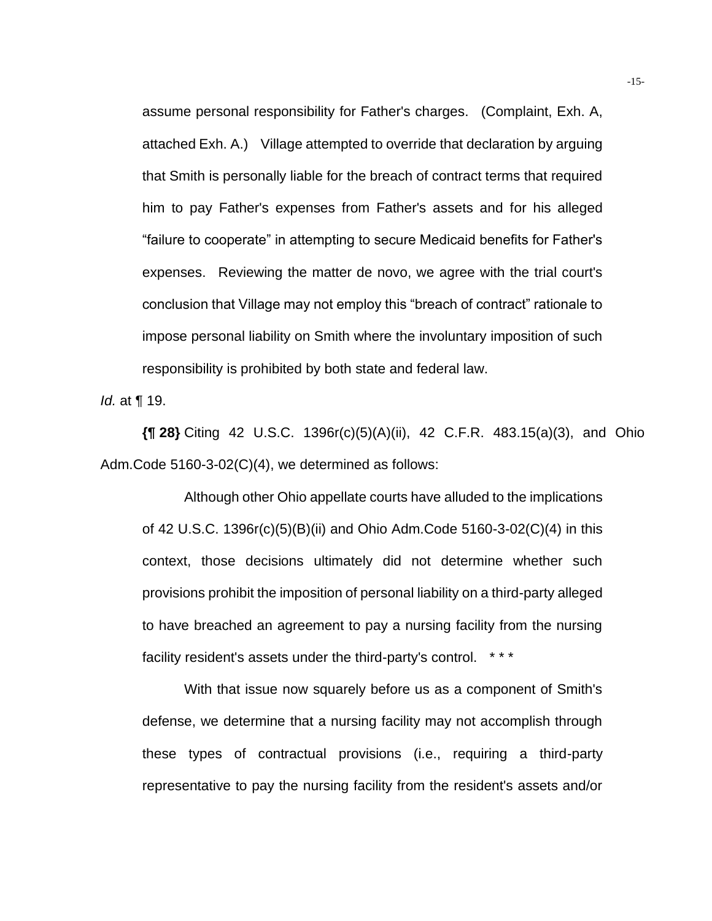> assume personal responsibility for Father's charges. (Complaint, Exh. A, attached Exh. A.) Village attempted to override that declaration by arguing that Smith is personally liable for the breach of contract terms that required him to pay Father's expenses from Father's assets and for his alleged "failure to cooperate" in attempting to secure Medicaid benefits for Father's expenses. Reviewing the matter de novo, we agree with the trial court's conclusion that Village may not employ this "breach of contract" rationale to impose personal liability on Smith where the involuntary imposition of such responsibility is prohibited by both state and federal law.

*Id.* at ¶ 19.

**{¶ 28}** Citing 42 U.S.C. 1396r(c)(5)(A)(ii), 42 C.F.R. 483.15(a)(3), and Ohio Adm.Code 5160-3-02(C)(4), we determined as follows:

> Although other Ohio appellate courts have alluded to the implications of 42 U.S.C. 1396r(c)(5)(B)(ii) and Ohio Adm.Code 5160-3-02(C)(4) in this context, those decisions ultimately did not determine whether such provisions prohibit the imposition of personal liability on a third-party alleged to have breached an agreement to pay a nursing facility from the nursing facility resident's assets under the third-party's control. * * *
>
> With that issue now squarely before us as a component of Smith's defense, we determine that a nursing facility may not accomplish through these types of contractual provisions (i.e., requiring a third-party representative to pay the nursing facility from the resident's assets and/or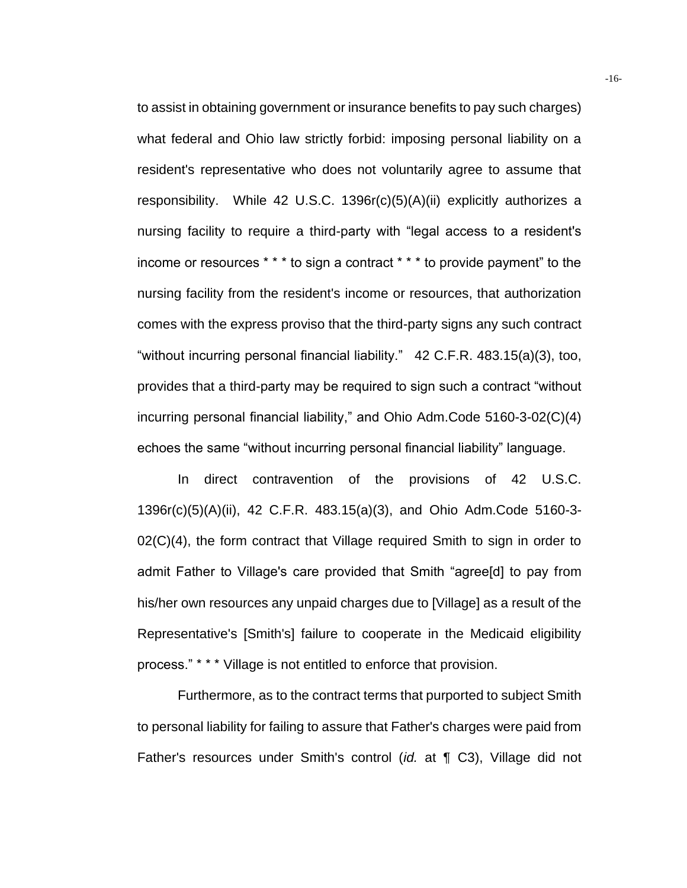to assist in obtaining government or insurance benefits to pay such charges) what federal and Ohio law strictly forbid: imposing personal liability on a resident's representative who does not voluntarily agree to assume that responsibility. While 42 U.S.C. 1396r(c)(5)(A)(ii) explicitly authorizes a nursing facility to require a third-party with "legal access to a resident's income or resources * * * to sign a contract * * * to provide payment" to the nursing facility from the resident's income or resources, that authorization comes with the express proviso that the third-party signs any such contract "without incurring personal financial liability." 42 C.F.R. 483.15(a)(3), too, provides that a third-party may be required to sign such a contract "without incurring personal financial liability," and Ohio Adm.Code 5160-3-02(C)(4) echoes the same "without incurring personal financial liability" language.

In direct contravention of the provisions of 42 U.S.C. 1396r(c)(5)(A)(ii), 42 C.F.R. 483.15(a)(3), and Ohio Adm.Code 5160-3-02(C)(4), the form contract that Village required Smith to sign in order to admit Father to Village's care provided that Smith "agree[d] to pay from his/her own resources any unpaid charges due to [Village] as a result of the Representative's [Smith's] failure to cooperate in the Medicaid eligibility process." * * * Village is not entitled to enforce that provision.

Furthermore, as to the contract terms that purported to subject Smith to personal liability for failing to assure that Father's charges were paid from Father's resources under Smith's control (*id.* at ¶ C3), Village did not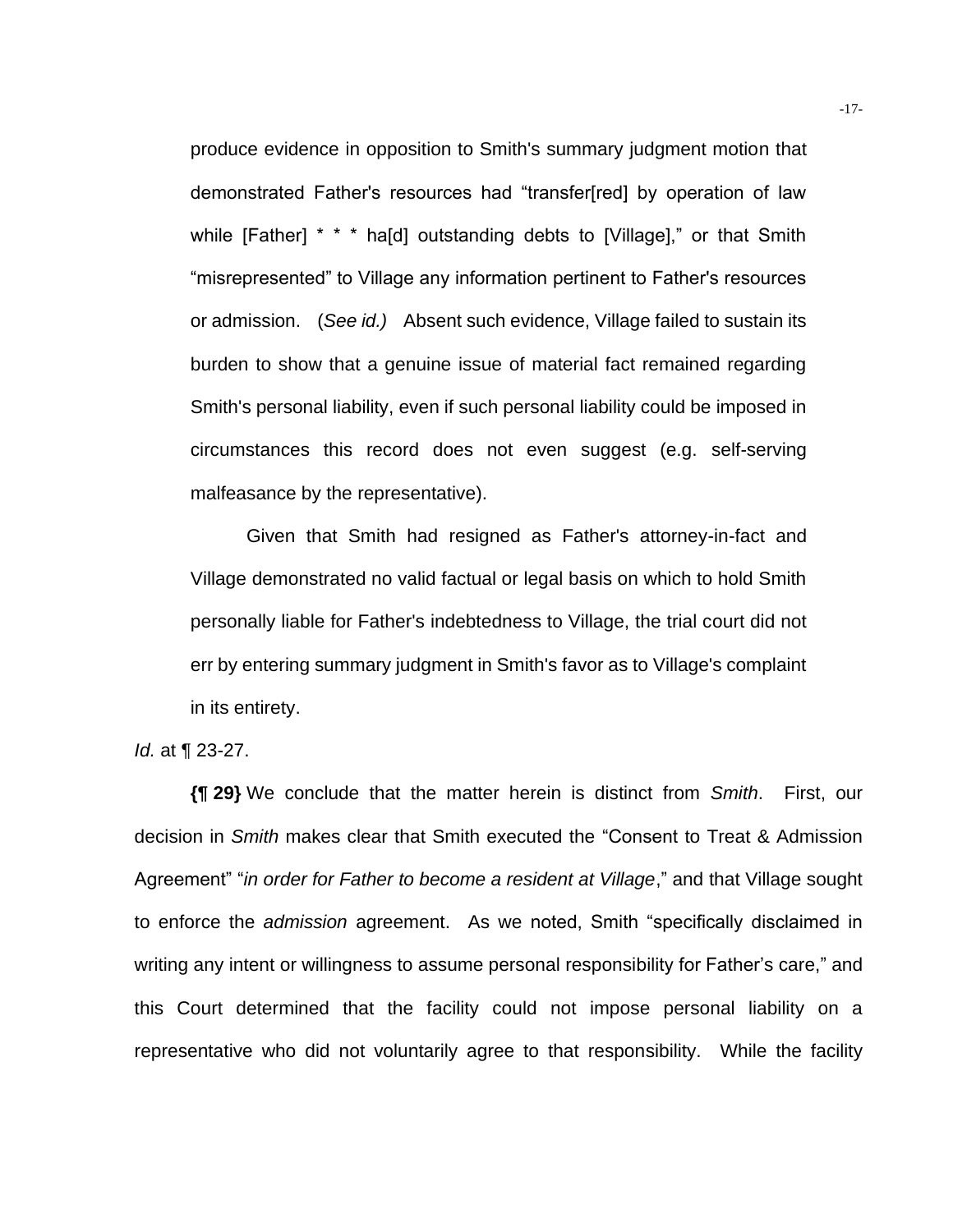> produce evidence in opposition to Smith's summary judgment motion that demonstrated Father's resources had "transfer[red] by operation of law while [Father] * * * ha[d] outstanding debts to [Village]," or that Smith "misrepresented" to Village any information pertinent to Father's resources or admission. (*See id.)* Absent such evidence, Village failed to sustain its burden to show that a genuine issue of material fact remained regarding Smith's personal liability, even if such personal liability could be imposed in circumstances this record does not even suggest (e.g. self-serving malfeasance by the representative).
>
> Given that Smith had resigned as Father's attorney-in-fact and Village demonstrated no valid factual or legal basis on which to hold Smith personally liable for Father's indebtedness to Village, the trial court did not err by entering summary judgment in Smith's favor as to Village's complaint in its entirety.

*Id.* at ¶ 23-27.

**{¶ 29}** We conclude that the matter herein is distinct from *Smith*. First, our decision in *Smith* makes clear that Smith executed the "Consent to Treat & Admission Agreement" "*in order for Father to become a resident at Village*," and that Village sought to enforce the *admission* agreement. As we noted, Smith "specifically disclaimed in writing any intent or willingness to assume personal responsibility for Father's care," and this Court determined that the facility could not impose personal liability on a representative who did not voluntarily agree to that responsibility. While the facility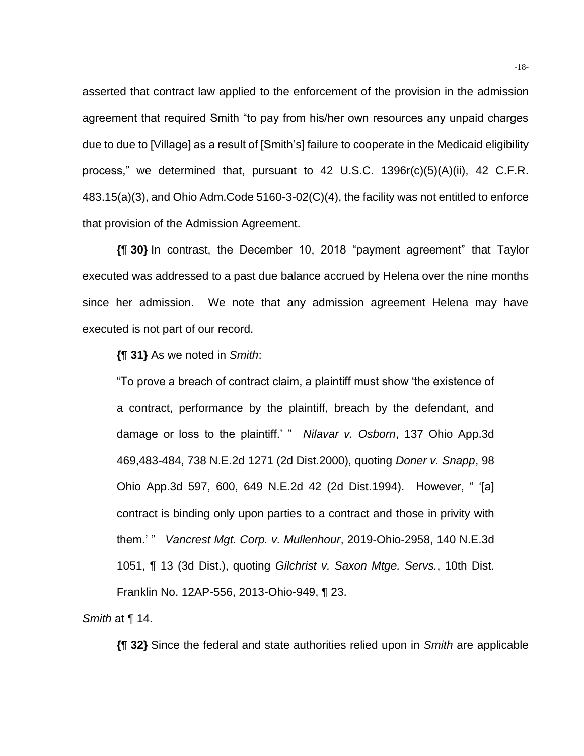asserted that contract law applied to the enforcement of the provision in the admission agreement that required Smith "to pay from his/her own resources any unpaid charges due to due to [Village] as a result of [Smith's] failure to cooperate in the Medicaid eligibility process," we determined that, pursuant to 42 U.S.C. 1396r(c)(5)(A)(ii), 42 C.F.R. 483.15(a)(3), and Ohio Adm.Code 5160-3-02(C)(4), the facility was not entitled to enforce that provision of the Admission Agreement.

**{¶ 30}** In contrast, the December 10, 2018 "payment agreement" that Taylor executed was addressed to a past due balance accrued by Helena over the nine months since her admission. We note that any admission agreement Helena may have executed is not part of our record.

**{¶ 31}** As we noted in *Smith*:

> "To prove a breach of contract claim, a plaintiff must show 'the existence of a contract, performance by the plaintiff, breach by the defendant, and damage or loss to the plaintiff.' " *Nilavar v. Osborn*, 137 Ohio App.3d 469,483-484, 738 N.E.2d 1271 (2d Dist.2000), quoting *Doner v. Snapp*, 98 Ohio App.3d 597, 600, 649 N.E.2d 42 (2d Dist.1994). However, " '[a] contract is binding only upon parties to a contract and those in privity with them.' " *Vancrest Mgt. Corp. v. Mullenhour*, 2019-Ohio-2958, 140 N.E.3d 1051, ¶ 13 (3d Dist.), quoting *Gilchrist v. Saxon Mtge. Servs.*, 10th Dist. Franklin No. 12AP-556, 2013-Ohio-949, ¶ 23.

*Smith* at ¶ 14.

**{¶ 32}** Since the federal and state authorities relied upon in *Smith* are applicable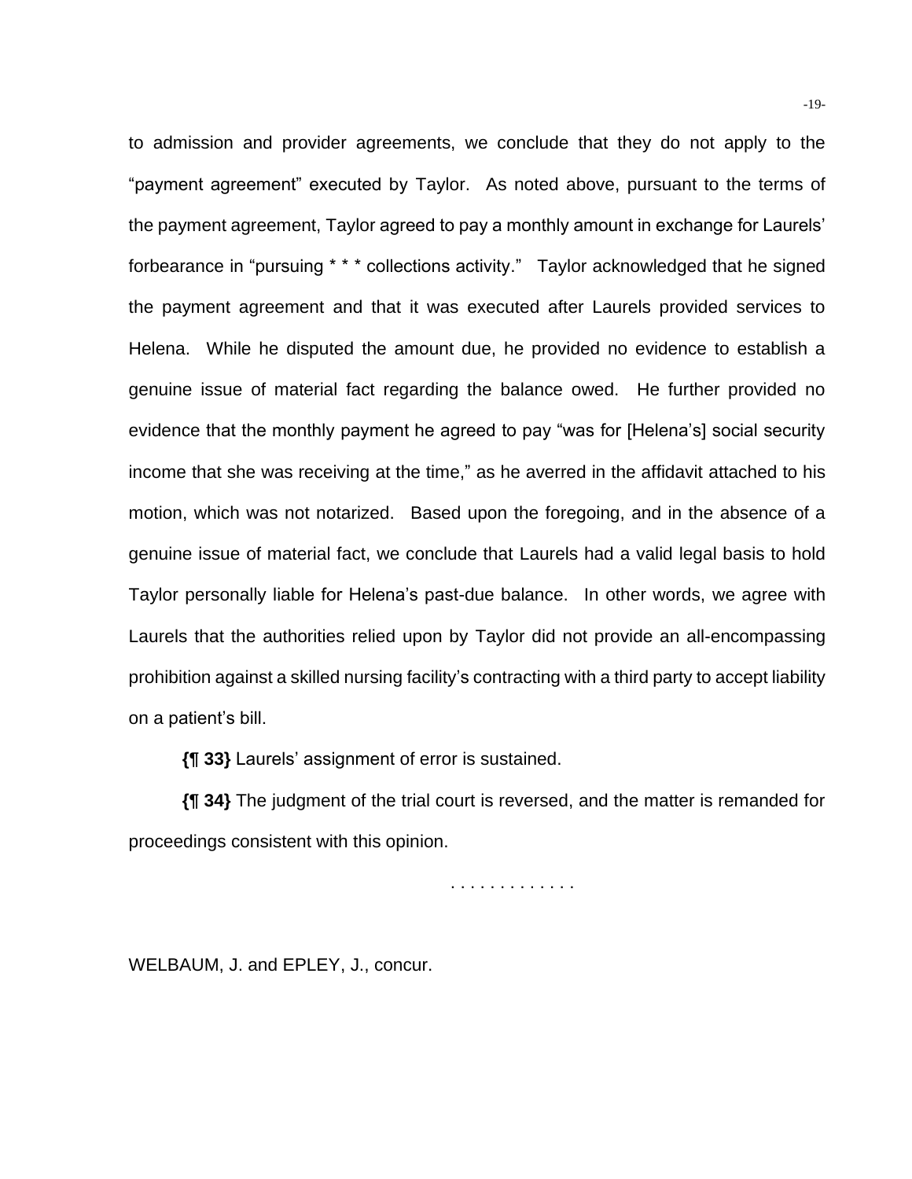to admission and provider agreements, we conclude that they do not apply to the "payment agreement" executed by Taylor. As noted above, pursuant to the terms of the payment agreement, Taylor agreed to pay a monthly amount in exchange for Laurels' forbearance in "pursuing * * * collections activity." Taylor acknowledged that he signed the payment agreement and that it was executed after Laurels provided services to Helena. While he disputed the amount due, he provided no evidence to establish a genuine issue of material fact regarding the balance owed. He further provided no evidence that the monthly payment he agreed to pay "was for [Helena's] social security income that she was receiving at the time," as he averred in the affidavit attached to his motion, which was not notarized. Based upon the foregoing, and in the absence of a genuine issue of material fact, we conclude that Laurels had a valid legal basis to hold Taylor personally liable for Helena's past-due balance. In other words, we agree with Laurels that the authorities relied upon by Taylor did not provide an all-encompassing prohibition against a skilled nursing facility's contracting with a third party to accept liability on a patient's bill.

**{¶ 33}** Laurels' assignment of error is sustained.

**{¶ 34}** The judgment of the trial court is reversed, and the matter is remanded for proceedings consistent with this opinion.

. . . . . . . . . . . . .

WELBAUM, J. and EPLEY, J., concur.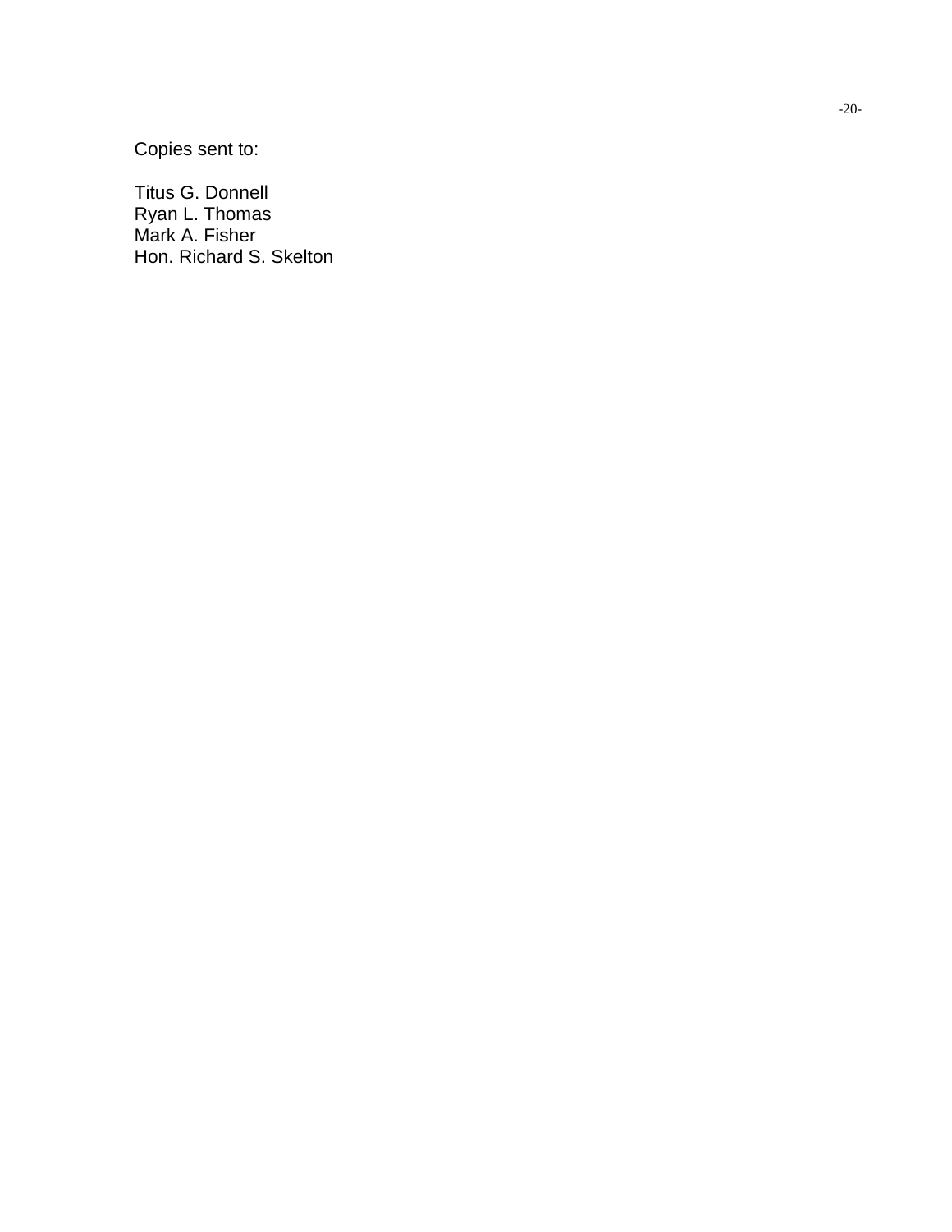Copies sent to:

Titus G. Donnell
Ryan L. Thomas
Mark A. Fisher
Hon. Richard S. Skelton